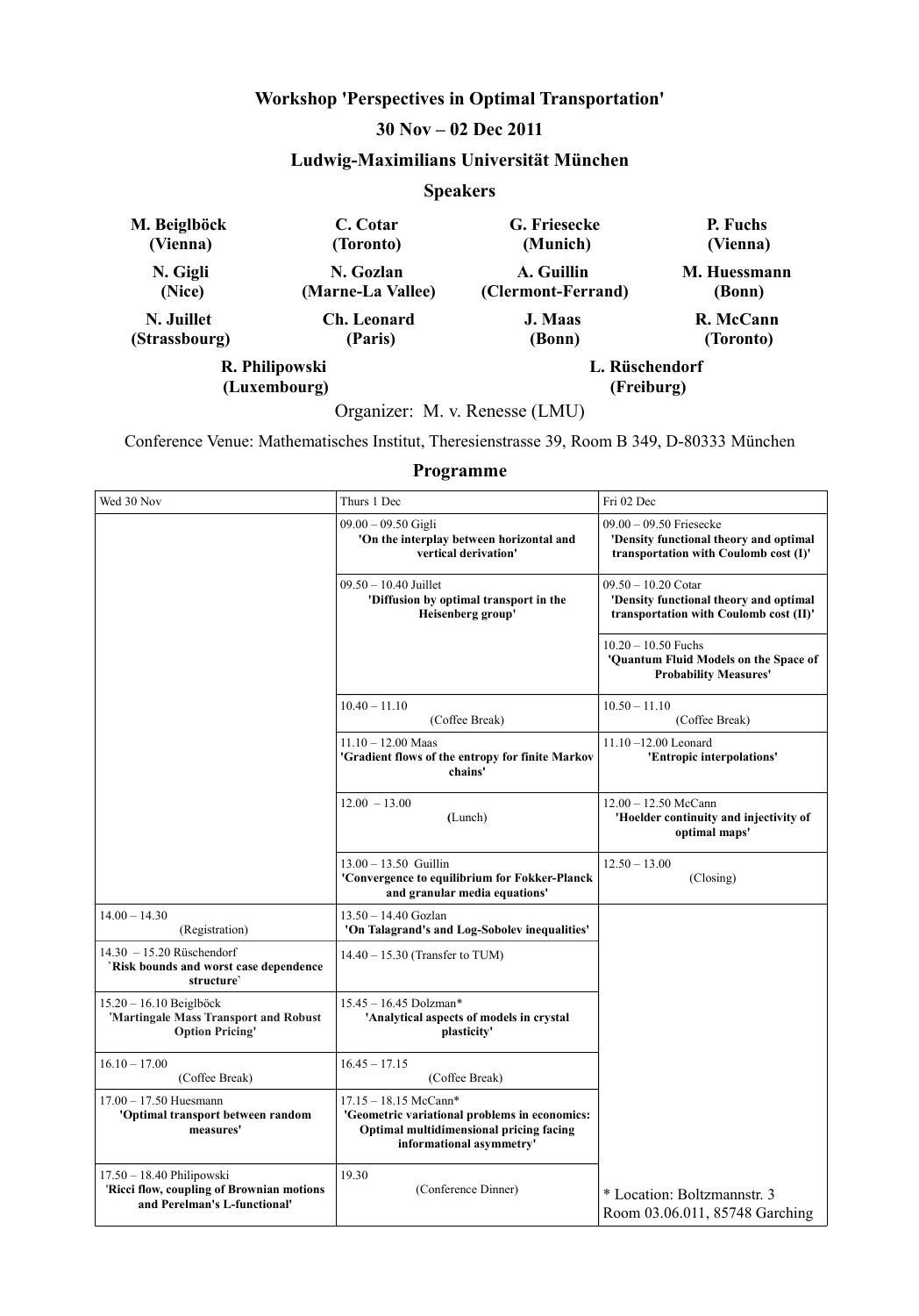# Workshop 'Perspectives in Optimal Transportation'

## 30 Nov – 02 Dec 2011

## Ludwig-Maximilians Universität München

### Speakers

| | | | |
|---|---|---|---|
| **M. Beiglböck (Vienna)** | **C. Cotar (Toronto)** | **G. Friesecke (Munich)** | **P. Fuchs (Vienna)** |
| **N. Gigli (Nice)** | **N. Gozlan (Marne-La Vallee)** | **A. Guillin (Clermont-Ferrand)** | **M. Huessmann (Bonn)** |
| **N. Juillet (Strassbourg)** | **Ch. Leonard (Paris)** | **J. Maas (Bonn)** | **R. McCann (Toronto)** |
| **R. Philipowski (Luxembourg)** | | **L. Rüschendorf (Freiburg)** | |

Organizer: M. v. Renesse (LMU)

Conference Venue: Mathematisches Institut, Theresienstrasse 39, Room B 349, D-80333 München

### Programme

| Wed 30 Nov | Thurs 1 Dec | Fri 02 Dec |
|---|---|---|
| | 09.00 – 09.50 Gigli **'On the interplay between horizontal and vertical derivation'** | 09.00 – 09.50 Friesecke **'Density functional theory and optimal transportation with Coulomb cost (I)'** |
| | 09.50 – 10.40 Juillet **'Diffusion by optimal transport in the Heisenberg group'** | 09.50 – 10.20 Cotar **'Density functional theory and optimal transportation with Coulomb cost (II)'** |
| | | 10.20 – 10.50 Fuchs **'Quantum Fluid Models on the Space of Probability Measures'** |
| | 10.40 – 11.10 (Coffee Break) | 10.50 – 11.10 (Coffee Break) |
| | 11.10 – 12.00 Maas **'Gradient flows of the entropy for finite Markov chains'** | 11.10 –12.00 Leonard **'Entropic interpolations'** |
| | 12.00 – 13.00 (Lunch) | 12.00 – 12.50 McCann **'Hoelder continuity and injectivity of optimal maps'** |
| | 13.00 – 13.50 Guillin **'Convergence to equilibrium for Fokker-Planck and granular media equations'** | 12.50 – 13.00 (Closing) |
| 14.00 – 14.30 (Registration) | 13.50 – 14.40 Gozlan **'On Talagrand's and Log-Sobolev inequalities'** | |
| 14.30 – 15.20 Rüschendorf **`Risk bounds and worst case dependence structure`** | 14.40 – 15.30 (Transfer to TUM) | |
| 15.20 – 16.10 Beiglböck **'Martingale Mass Transport and Robust Option Pricing'** | 15.45 – 16.45 Dolzman* **'Analytical aspects of models in crystal plasticity'** | |
| 16.10 – 17.00 (Coffee Break) | 16.45 – 17.15 (Coffee Break) | |
| 17.00 – 17.50 Huesmann **'Optimal transport between random measures'** | 17.15 – 18.15 McCann* **'Geometric variational problems in economics: Optimal multidimensional pricing facing informational asymmetry'** | |
| 17.50 – 18.40 Philipowski **'Ricci flow, coupling of Brownian motions and Perelman's L-functional'** | 19.30 (Conference Dinner) | * Location: Boltzmannstr. 3 Room 03.06.011, 85748 Garching |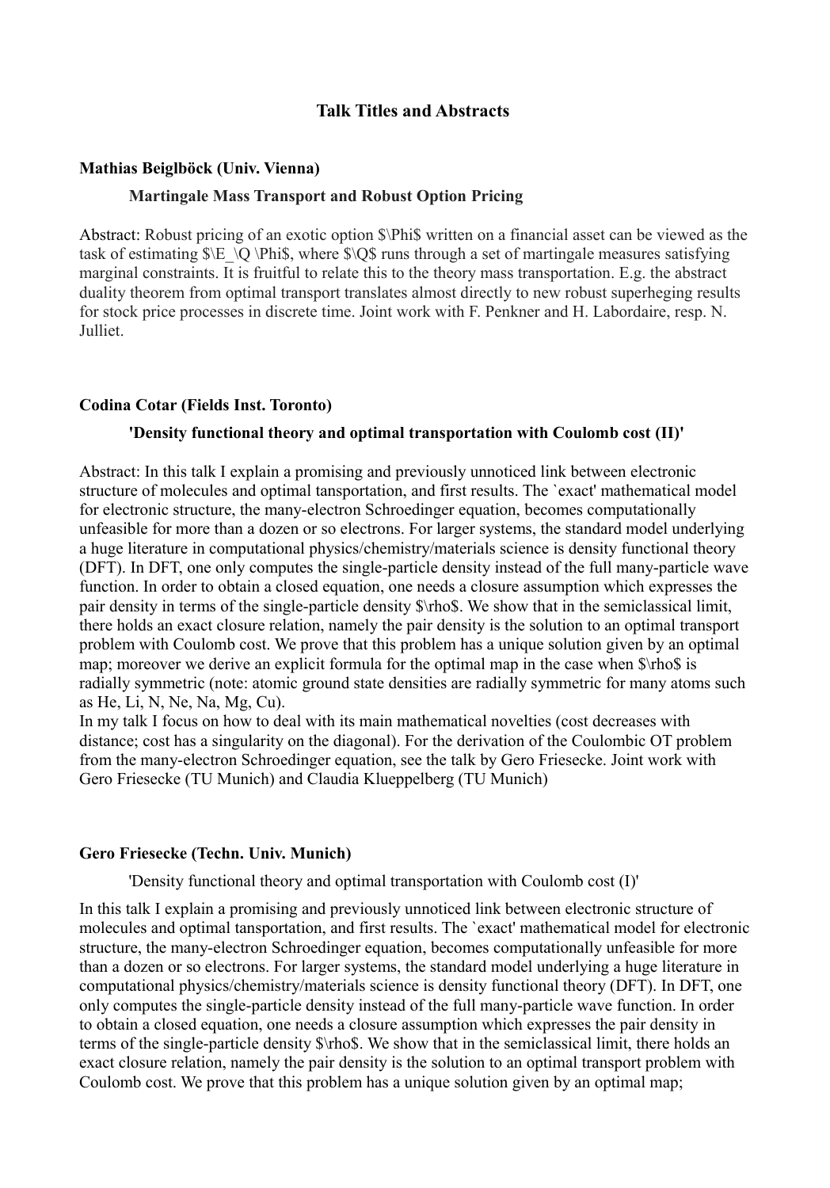## Talk Titles and Abstracts

### Mathias Beiglböck (Univ. Vienna)

**Martingale Mass Transport and Robust Option Pricing**

Abstract: Robust pricing of an exotic option $\Phi$ written on a financial asset can be viewed as the task of estimating $E_Q \Phi$, where $Q$ runs through a set of martingale measures satisfying marginal constraints. It is fruitful to relate this to the theory mass transportation. E.g. the abstract duality theorem from optimal transport translates almost directly to new robust superheging results for stock price processes in discrete time. Joint work with F. Penkner and H. Labordaire, resp. N. Julliet.

### Codina Cotar (Fields Inst. Toronto)

**'Density functional theory and optimal transportation with Coulomb cost (II)'**

Abstract: In this talk I explain a promising and previously unnoticed link between electronic structure of molecules and optimal tansportation, and first results. The `exact' mathematical model for electronic structure, the many-electron Schroedinger equation, becomes computationally unfeasible for more than a dozen or so electrons. For larger systems, the standard model underlying a huge literature in computational physics/chemistry/materials science is density functional theory (DFT). In DFT, one only computes the single-particle density instead of the full many-particle wave function. In order to obtain a closed equation, one needs a closure assumption which expresses the pair density in terms of the single-particle density $\rho$. We show that in the semiclassical limit, there holds an exact closure relation, namely the pair density is the solution to an optimal transport problem with Coulomb cost. We prove that this problem has a unique solution given by an optimal map; moreover we derive an explicit formula for the optimal map in the case when $\rho$ is radially symmetric (note: atomic ground state densities are radially symmetric for many atoms such as He, Li, N, Ne, Na, Mg, Cu).

In my talk I focus on how to deal with its main mathematical novelties (cost decreases with distance; cost has a singularity on the diagonal). For the derivation of the Coulombic OT problem from the many-electron Schroedinger equation, see the talk by Gero Friesecke. Joint work with Gero Friesecke (TU Munich) and Claudia Klueppelberg (TU Munich)

### Gero Friesecke (Techn. Univ. Munich)

'Density functional theory and optimal transportation with Coulomb cost (I)'

In this talk I explain a promising and previously unnoticed link between electronic structure of molecules and optimal tansportation, and first results. The `exact' mathematical model for electronic structure, the many-electron Schroedinger equation, becomes computationally unfeasible for more than a dozen or so electrons. For larger systems, the standard model underlying a huge literature in computational physics/chemistry/materials science is density functional theory (DFT). In DFT, one only computes the single-particle density instead of the full many-particle wave function. In order to obtain a closed equation, one needs a closure assumption which expresses the pair density in terms of the single-particle density $\rho$. We show that in the semiclassical limit, there holds an exact closure relation, namely the pair density is the solution to an optimal transport problem with Coulomb cost. We prove that this problem has a unique solution given by an optimal map;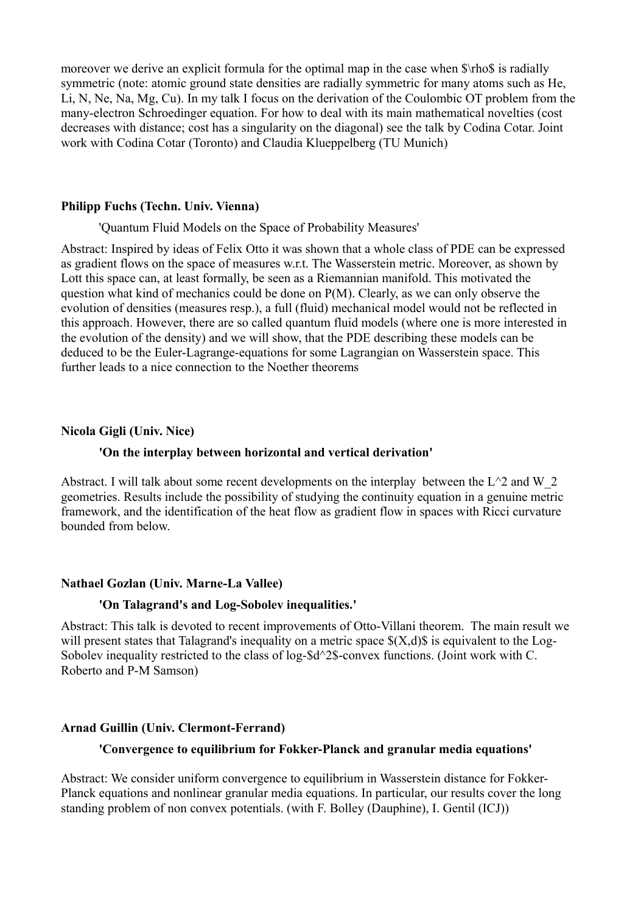moreover we derive an explicit formula for the optimal map in the case when $\rho$ is radially symmetric (note: atomic ground state densities are radially symmetric for many atoms such as He, Li, N, Ne, Na, Mg, Cu). In my talk I focus on the derivation of the Coulombic OT problem from the many-electron Schroedinger equation. For how to deal with its main mathematical novelties (cost decreases with distance; cost has a singularity on the diagonal) see the talk by Codina Cotar. Joint work with Codina Cotar (Toronto) and Claudia Klueppelberg (TU Munich)

**Philipp Fuchs (Techn. Univ. Vienna)**

'Quantum Fluid Models on the Space of Probability Measures'

Abstract: Inspired by ideas of Felix Otto it was shown that a whole class of PDE can be expressed as gradient flows on the space of measures w.r.t. The Wasserstein metric. Moreover, as shown by Lott this space can, at least formally, be seen as a Riemannian manifold. This motivated the question what kind of mechanics could be done on P(M). Clearly, as we can only observe the evolution of densities (measures resp.), a full (fluid) mechanical model would not be reflected in this approach. However, there are so called quantum fluid models (where one is more interested in the evolution of the density) and we will show, that the PDE describing these models can be deduced to be the Euler-Lagrange-equations for some Lagrangian on Wasserstein space. This further leads to a nice connection to the Noether theorems

**Nicola Gigli (Univ. Nice)**

**'On the interplay between horizontal and vertical derivation'**

Abstract. I will talk about some recent developments on the interplay between the $L^2$ and $W_2$ geometries. Results include the possibility of studying the continuity equation in a genuine metric framework, and the identification of the heat flow as gradient flow in spaces with Ricci curvature bounded from below.

**Nathael Gozlan (Univ. Marne-La Vallee)**

**'On Talagrand's and Log-Sobolev inequalities.'**

Abstract: This talk is devoted to recent improvements of Otto-Villani theorem. The main result we will present states that Talagrand's inequality on a metric space $(X,d)$ is equivalent to the Log-Sobolev inequality restricted to the class of log-$d^2$-convex functions. (Joint work with C. Roberto and P-M Samson)

**Arnad Guillin (Univ. Clermont-Ferrand)**

**'Convergence to equilibrium for Fokker-Planck and granular media equations'**

Abstract: We consider uniform convergence to equilibrium in Wasserstein distance for Fokker-Planck equations and nonlinear granular media equations. In particular, our results cover the long standing problem of non convex potentials. (with F. Bolley (Dauphine), I. Gentil (ICJ))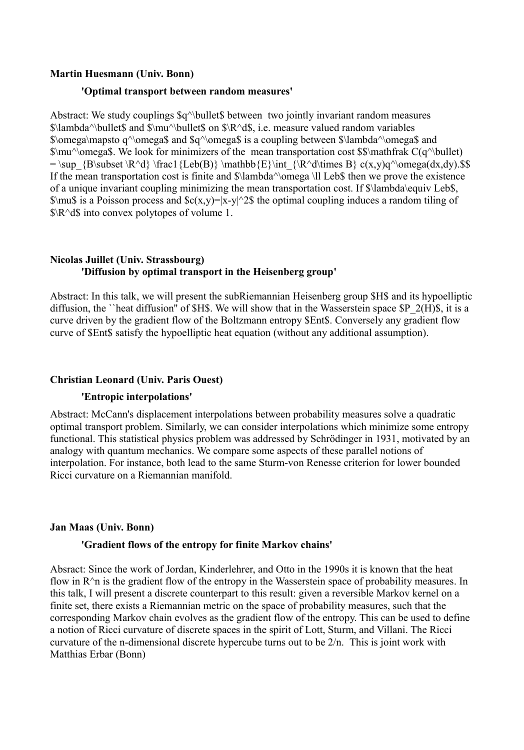**Martin Huesmann (Univ. Bonn)**

**'Optimal transport between random measures'**

Abstract: We study couplings $q^\bullet$ between two jointly invariant random measures $\lambda^\bullet$ and $\mu^\bullet$ on $\R^d$, i.e. measure valued random variables $\omega\mapsto q^\omega$ and $q^\omega$ is a coupling between $\lambda^\omega$ and $\mu^\omega$. We look for minimizers of the mean transportation cost $$\mathfrak C(q^\bullet) = \sup_{B\subset \R^d} \frac1{Leb(B)} \mathbb{E}\int_{\R^d\times B} c(x,y)q^\omega(dx,dy).$$ If the mean transportation cost is finite and $\lambda^\omega \ll Leb$ then we prove the existence of a unique invariant coupling minimizing the mean transportation cost. If $\lambda\equiv Leb$, $\mu$ is a Poisson process and $c(x,y)=|x-y|^2$ the optimal coupling induces a random tiling of $\R^d$ into convex polytopes of volume 1.

**Nicolas Juillet (Univ. Strassbourg)**

**'Diffusion by optimal transport in the Heisenberg group'**

Abstract: In this talk, we will present the subRiemannian Heisenberg group $H$ and its hypoelliptic diffusion, the ``heat diffusion'' of $H$. We will show that in the Wasserstein space $P_2(H)$, it is a curve driven by the gradient flow of the Boltzmann entropy $Ent$. Conversely any gradient flow curve of $Ent$ satisfy the hypoelliptic heat equation (without any additional assumption).

**Christian Leonard (Univ. Paris Ouest)**

**'Entropic interpolations'**

Abstract: McCann's displacement interpolations between probability measures solve a quadratic optimal transport problem. Similarly, we can consider interpolations which minimize some entropy functional. This statistical physics problem was addressed by Schrödinger in 1931, motivated by an analogy with quantum mechanics. We compare some aspects of these parallel notions of interpolation. For instance, both lead to the same Sturm-von Renesse criterion for lower bounded Ricci curvature on a Riemannian manifold.

**Jan Maas (Univ. Bonn)**

**'Gradient flows of the entropy for finite Markov chains'**

Absract: Since the work of Jordan, Kinderlehrer, and Otto in the 1990s it is known that the heat flow in $R^n$ is the gradient flow of the entropy in the Wasserstein space of probability measures. In this talk, I will present a discrete counterpart to this result: given a reversible Markov kernel on a finite set, there exists a Riemannian metric on the space of probability measures, such that the corresponding Markov chain evolves as the gradient flow of the entropy. This can be used to define a notion of Ricci curvature of discrete spaces in the spirit of Lott, Sturm, and Villani. The Ricci curvature of the n-dimensional discrete hypercube turns out to be $2/n$. This is joint work with Matthias Erbar (Bonn)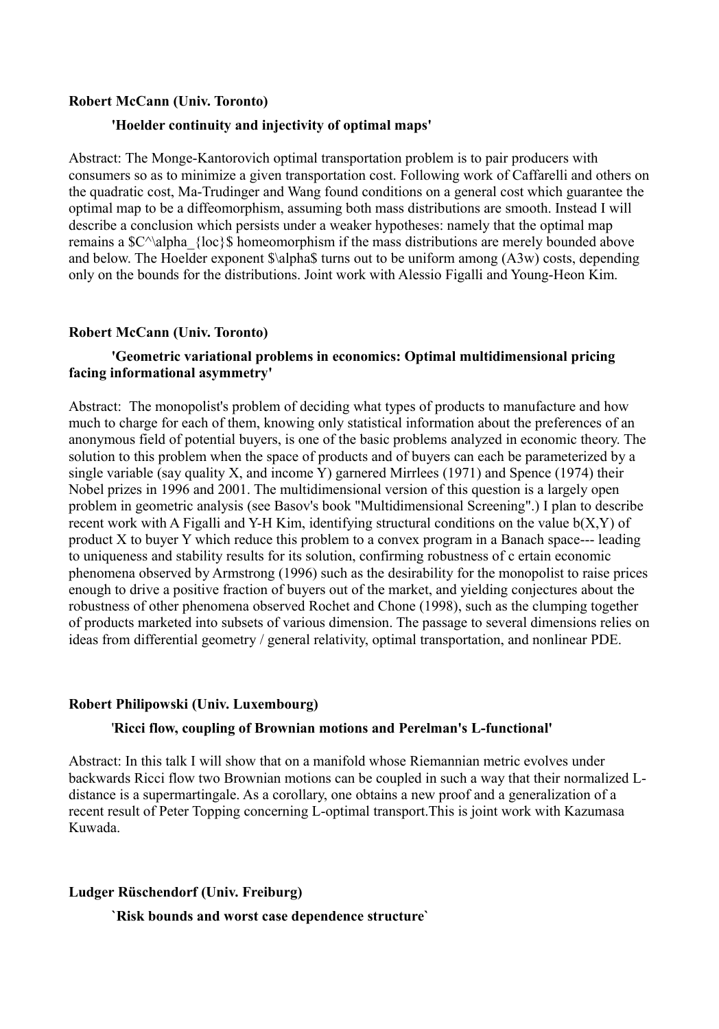**Robert McCann (Univ. Toronto)**

**'Hoelder continuity and injectivity of optimal maps'**

Abstract: The Monge-Kantorovich optimal transportation problem is to pair producers with consumers so as to minimize a given transportation cost. Following work of Caffarelli and others on the quadratic cost, Ma-Trudinger and Wang found conditions on a general cost which guarantee the optimal map to be a diffeomorphism, assuming both mass distributions are smooth. Instead I will describe a conclusion which persists under a weaker hypotheses: namely that the optimal map remains a $C^\alpha_{loc}$ homeomorphism if the mass distributions are merely bounded above and below. The Hoelder exponent $\alpha$ turns out to be uniform among (A3w) costs, depending only on the bounds for the distributions. Joint work with Alessio Figalli and Young-Heon Kim.

**Robert McCann (Univ. Toronto)**

**'Geometric variational problems in economics: Optimal multidimensional pricing facing informational asymmetry'**

Abstract: The monopolist's problem of deciding what types of products to manufacture and how much to charge for each of them, knowing only statistical information about the preferences of an anonymous field of potential buyers, is one of the basic problems analyzed in economic theory. The solution to this problem when the space of products and of buyers can each be parameterized by a single variable (say quality X, and income Y) garnered Mirrlees (1971) and Spence (1974) their Nobel prizes in 1996 and 2001. The multidimensional version of this question is a largely open problem in geometric analysis (see Basov's book "Multidimensional Screening".) I plan to describe recent work with A Figalli and Y-H Kim, identifying structural conditions on the value b(X,Y) of product X to buyer Y which reduce this problem to a convex program in a Banach space--- leading to uniqueness and stability results for its solution, confirming robustness of c ertain economic phenomena observed by Armstrong (1996) such as the desirability for the monopolist to raise prices enough to drive a positive fraction of buyers out of the market, and yielding conjectures about the robustness of other phenomena observed Rochet and Chone (1998), such as the clumping together of products marketed into subsets of various dimension. The passage to several dimensions relies on ideas from differential geometry / general relativity, optimal transportation, and nonlinear PDE.

**Robert Philipowski (Univ. Luxembourg)**

**'Ricci flow, coupling of Brownian motions and Perelman's L-functional'**

Abstract: In this talk I will show that on a manifold whose Riemannian metric evolves under backwards Ricci flow two Brownian motions can be coupled in such a way that their normalized L-distance is a supermartingale. As a corollary, one obtains a new proof and a generalization of a recent result of Peter Topping concerning L-optimal transport.This is joint work with Kazumasa Kuwada.

**Ludger Rüschendorf (Univ. Freiburg)**

**`Risk bounds and worst case dependence structure`**